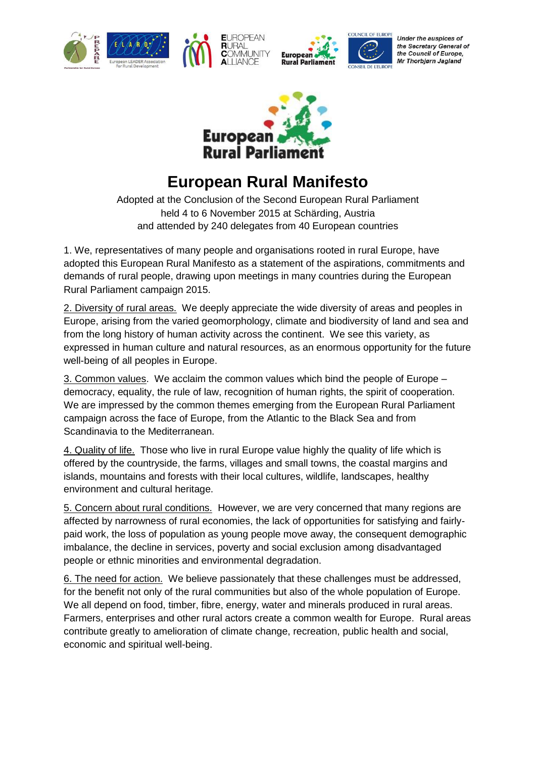Under the auspices of the Secretary General of the Council of Europe, Mr Thorbjørn Jagland

# European Rural Manifesto

Adopted at the Conclusion of the Second European Rural Parliament
held 4 to 6 November 2015 at Schärding, Austria
and attended by 240 delegates from 40 European countries

1. We, representatives of many people and organisations rooted in rural Europe, have adopted this European Rural Manifesto as a statement of the aspirations, commitments and demands of rural people, drawing upon meetings in many countries during the European Rural Parliament campaign 2015.

2. Diversity of rural areas. We deeply appreciate the wide diversity of areas and peoples in Europe, arising from the varied geomorphology, climate and biodiversity of land and sea and from the long history of human activity across the continent. We see this variety, as expressed in human culture and natural resources, as an enormous opportunity for the future well-being of all peoples in Europe.

3. Common values. We acclaim the common values which bind the people of Europe – democracy, equality, the rule of law, recognition of human rights, the spirit of cooperation. We are impressed by the common themes emerging from the European Rural Parliament campaign across the face of Europe, from the Atlantic to the Black Sea and from Scandinavia to the Mediterranean.

4. Quality of life. Those who live in rural Europe value highly the quality of life which is offered by the countryside, the farms, villages and small towns, the coastal margins and islands, mountains and forests with their local cultures, wildlife, landscapes, healthy environment and cultural heritage.

5. Concern about rural conditions. However, we are very concerned that many regions are affected by narrowness of rural economies, the lack of opportunities for satisfying and fairly-paid work, the loss of population as young people move away, the consequent demographic imbalance, the decline in services, poverty and social exclusion among disadvantaged people or ethnic minorities and environmental degradation.

6. The need for action. We believe passionately that these challenges must be addressed, for the benefit not only of the rural communities but also of the whole population of Europe. We all depend on food, timber, fibre, energy, water and minerals produced in rural areas. Farmers, enterprises and other rural actors create a common wealth for Europe. Rural areas contribute greatly to amelioration of climate change, recreation, public health and social, economic and spiritual well-being.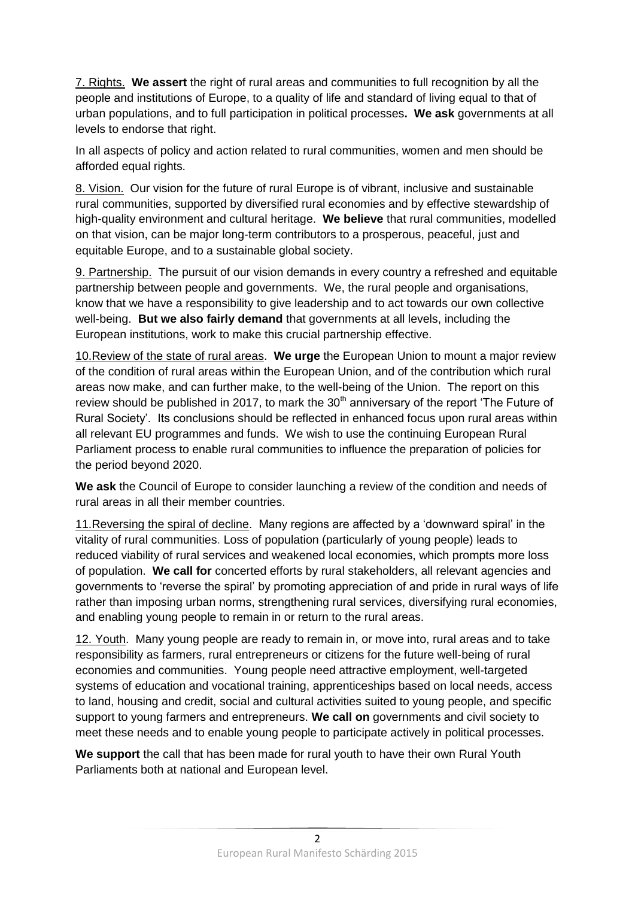7. Rights. **We assert** the right of rural areas and communities to full recognition by all the people and institutions of Europe, to a quality of life and standard of living equal to that of urban populations, and to full participation in political processes**. We ask** governments at all levels to endorse that right.

In all aspects of policy and action related to rural communities, women and men should be afforded equal rights.

8. Vision. Our vision for the future of rural Europe is of vibrant, inclusive and sustainable rural communities, supported by diversified rural economies and by effective stewardship of high-quality environment and cultural heritage. **We believe** that rural communities, modelled on that vision, can be major long-term contributors to a prosperous, peaceful, just and equitable Europe, and to a sustainable global society.

9. Partnership. The pursuit of our vision demands in every country a refreshed and equitable partnership between people and governments. We, the rural people and organisations, know that we have a responsibility to give leadership and to act towards our own collective well-being. **But we also fairly demand** that governments at all levels, including the European institutions, work to make this crucial partnership effective.

10.Review of the state of rural areas. **We urge** the European Union to mount a major review of the condition of rural areas within the European Union, and of the contribution which rural areas now make, and can further make, to the well-being of the Union. The report on this review should be published in 2017, to mark the 30th anniversary of the report 'The Future of Rural Society'. Its conclusions should be reflected in enhanced focus upon rural areas within all relevant EU programmes and funds. We wish to use the continuing European Rural Parliament process to enable rural communities to influence the preparation of policies for the period beyond 2020.

**We ask** the Council of Europe to consider launching a review of the condition and needs of rural areas in all their member countries.

11.Reversing the spiral of decline. Many regions are affected by a 'downward spiral' in the vitality of rural communities. Loss of population (particularly of young people) leads to reduced viability of rural services and weakened local economies, which prompts more loss of population. **We call for** concerted efforts by rural stakeholders, all relevant agencies and governments to 'reverse the spiral' by promoting appreciation of and pride in rural ways of life rather than imposing urban norms, strengthening rural services, diversifying rural economies, and enabling young people to remain in or return to the rural areas.

12. Youth. Many young people are ready to remain in, or move into, rural areas and to take responsibility as farmers, rural entrepreneurs or citizens for the future well-being of rural economies and communities. Young people need attractive employment, well-targeted systems of education and vocational training, apprenticeships based on local needs, access to land, housing and credit, social and cultural activities suited to young people, and specific support to young farmers and entrepreneurs. **We call on** governments and civil society to meet these needs and to enable young people to participate actively in political processes.

**We support** the call that has been made for rural youth to have their own Rural Youth Parliaments both at national and European level.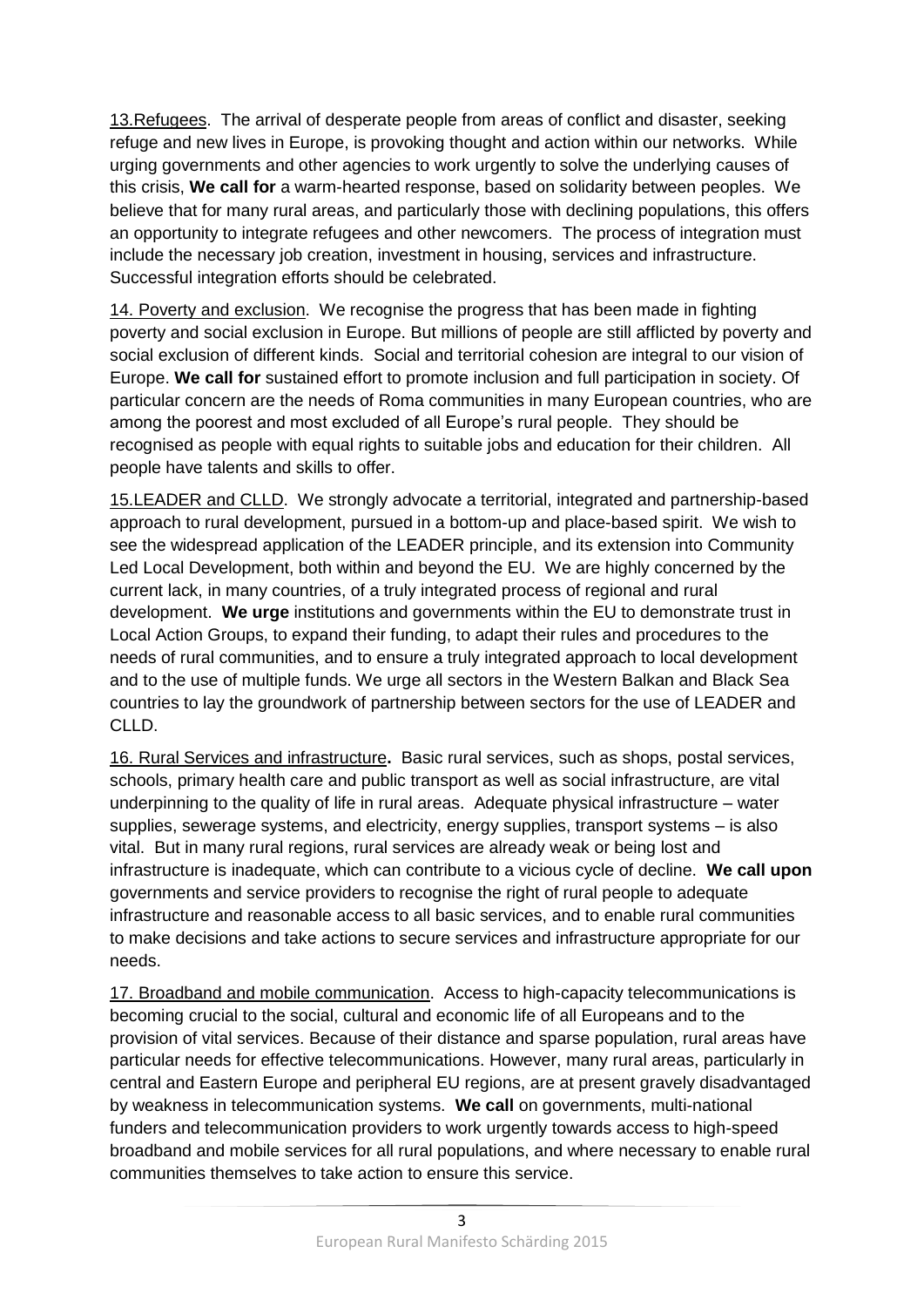13.Refugees. The arrival of desperate people from areas of conflict and disaster, seeking refuge and new lives in Europe, is provoking thought and action within our networks. While urging governments and other agencies to work urgently to solve the underlying causes of this crisis, **We call for** a warm-hearted response, based on solidarity between peoples. We believe that for many rural areas, and particularly those with declining populations, this offers an opportunity to integrate refugees and other newcomers. The process of integration must include the necessary job creation, investment in housing, services and infrastructure. Successful integration efforts should be celebrated.

14. Poverty and exclusion. We recognise the progress that has been made in fighting poverty and social exclusion in Europe. But millions of people are still afflicted by poverty and social exclusion of different kinds. Social and territorial cohesion are integral to our vision of Europe. **We call for** sustained effort to promote inclusion and full participation in society. Of particular concern are the needs of Roma communities in many European countries, who are among the poorest and most excluded of all Europe's rural people. They should be recognised as people with equal rights to suitable jobs and education for their children. All people have talents and skills to offer.

15.LEADER and CLLD. We strongly advocate a territorial, integrated and partnership-based approach to rural development, pursued in a bottom-up and place-based spirit. We wish to see the widespread application of the LEADER principle, and its extension into Community Led Local Development, both within and beyond the EU. We are highly concerned by the current lack, in many countries, of a truly integrated process of regional and rural development. **We urge** institutions and governments within the EU to demonstrate trust in Local Action Groups, to expand their funding, to adapt their rules and procedures to the needs of rural communities, and to ensure a truly integrated approach to local development and to the use of multiple funds. We urge all sectors in the Western Balkan and Black Sea countries to lay the groundwork of partnership between sectors for the use of LEADER and CLLD.

16. Rural Services and infrastructure**.** Basic rural services, such as shops, postal services, schools, primary health care and public transport as well as social infrastructure, are vital underpinning to the quality of life in rural areas. Adequate physical infrastructure – water supplies, sewerage systems, and electricity, energy supplies, transport systems – is also vital. But in many rural regions, rural services are already weak or being lost and infrastructure is inadequate, which can contribute to a vicious cycle of decline. **We call upon** governments and service providers to recognise the right of rural people to adequate infrastructure and reasonable access to all basic services, and to enable rural communities to make decisions and take actions to secure services and infrastructure appropriate for our needs.

17. Broadband and mobile communication. Access to high-capacity telecommunications is becoming crucial to the social, cultural and economic life of all Europeans and to the provision of vital services. Because of their distance and sparse population, rural areas have particular needs for effective telecommunications. However, many rural areas, particularly in central and Eastern Europe and peripheral EU regions, are at present gravely disadvantaged by weakness in telecommunication systems. **We call** on governments, multi-national funders and telecommunication providers to work urgently towards access to high-speed broadband and mobile services for all rural populations, and where necessary to enable rural communities themselves to take action to ensure this service.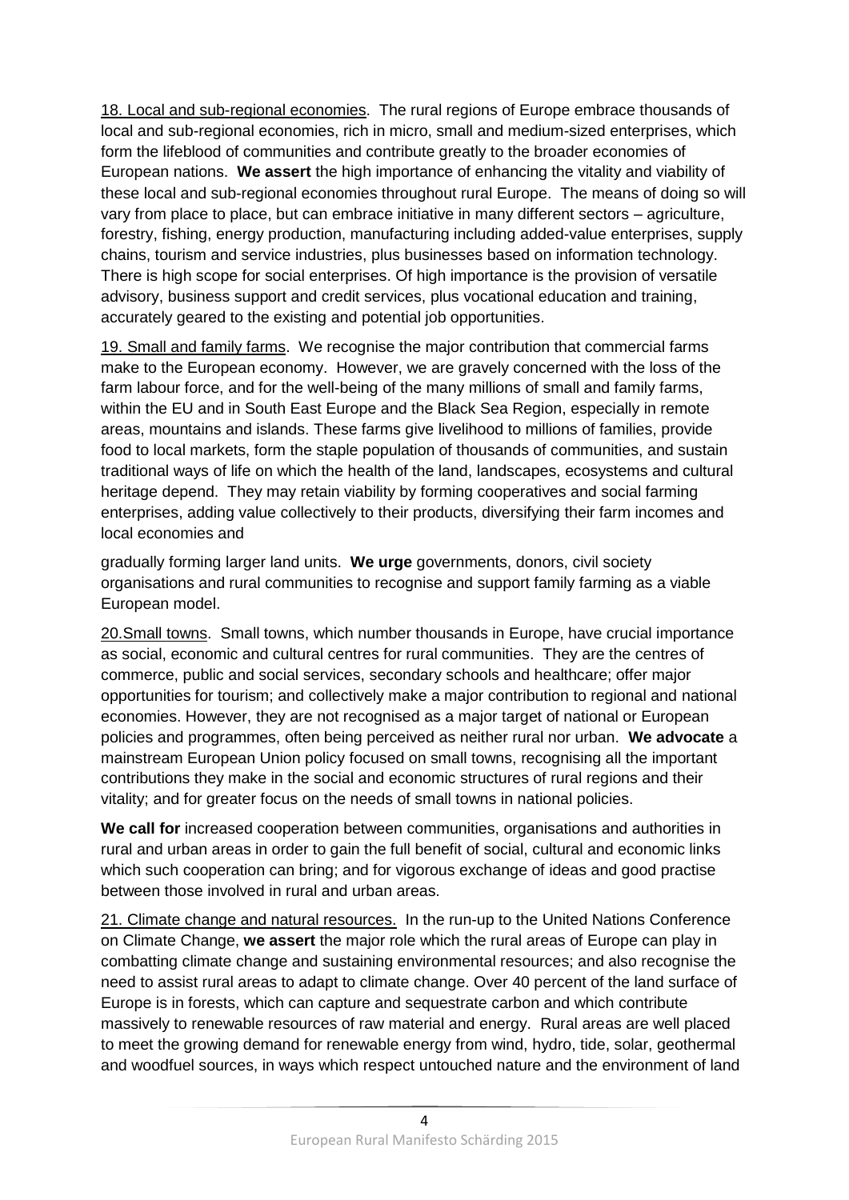18. Local and sub-regional economies. The rural regions of Europe embrace thousands of local and sub-regional economies, rich in micro, small and medium-sized enterprises, which form the lifeblood of communities and contribute greatly to the broader economies of European nations. **We assert** the high importance of enhancing the vitality and viability of these local and sub-regional economies throughout rural Europe. The means of doing so will vary from place to place, but can embrace initiative in many different sectors – agriculture, forestry, fishing, energy production, manufacturing including added-value enterprises, supply chains, tourism and service industries, plus businesses based on information technology. There is high scope for social enterprises. Of high importance is the provision of versatile advisory, business support and credit services, plus vocational education and training, accurately geared to the existing and potential job opportunities.

19. Small and family farms. We recognise the major contribution that commercial farms make to the European economy. However, we are gravely concerned with the loss of the farm labour force, and for the well-being of the many millions of small and family farms, within the EU and in South East Europe and the Black Sea Region, especially in remote areas, mountains and islands. These farms give livelihood to millions of families, provide food to local markets, form the staple population of thousands of communities, and sustain traditional ways of life on which the health of the land, landscapes, ecosystems and cultural heritage depend. They may retain viability by forming cooperatives and social farming enterprises, adding value collectively to their products, diversifying their farm incomes and local economies and

gradually forming larger land units. **We urge** governments, donors, civil society organisations and rural communities to recognise and support family farming as a viable European model.

20.Small towns. Small towns, which number thousands in Europe, have crucial importance as social, economic and cultural centres for rural communities. They are the centres of commerce, public and social services, secondary schools and healthcare; offer major opportunities for tourism; and collectively make a major contribution to regional and national economies. However, they are not recognised as a major target of national or European policies and programmes, often being perceived as neither rural nor urban. **We advocate** a mainstream European Union policy focused on small towns, recognising all the important contributions they make in the social and economic structures of rural regions and their vitality; and for greater focus on the needs of small towns in national policies.

**We call for** increased cooperation between communities, organisations and authorities in rural and urban areas in order to gain the full benefit of social, cultural and economic links which such cooperation can bring; and for vigorous exchange of ideas and good practise between those involved in rural and urban areas.

21. Climate change and natural resources. In the run-up to the United Nations Conference on Climate Change, **we assert** the major role which the rural areas of Europe can play in combatting climate change and sustaining environmental resources; and also recognise the need to assist rural areas to adapt to climate change. Over 40 percent of the land surface of Europe is in forests, which can capture and sequestrate carbon and which contribute massively to renewable resources of raw material and energy. Rural areas are well placed to meet the growing demand for renewable energy from wind, hydro, tide, solar, geothermal and woodfuel sources, in ways which respect untouched nature and the environment of land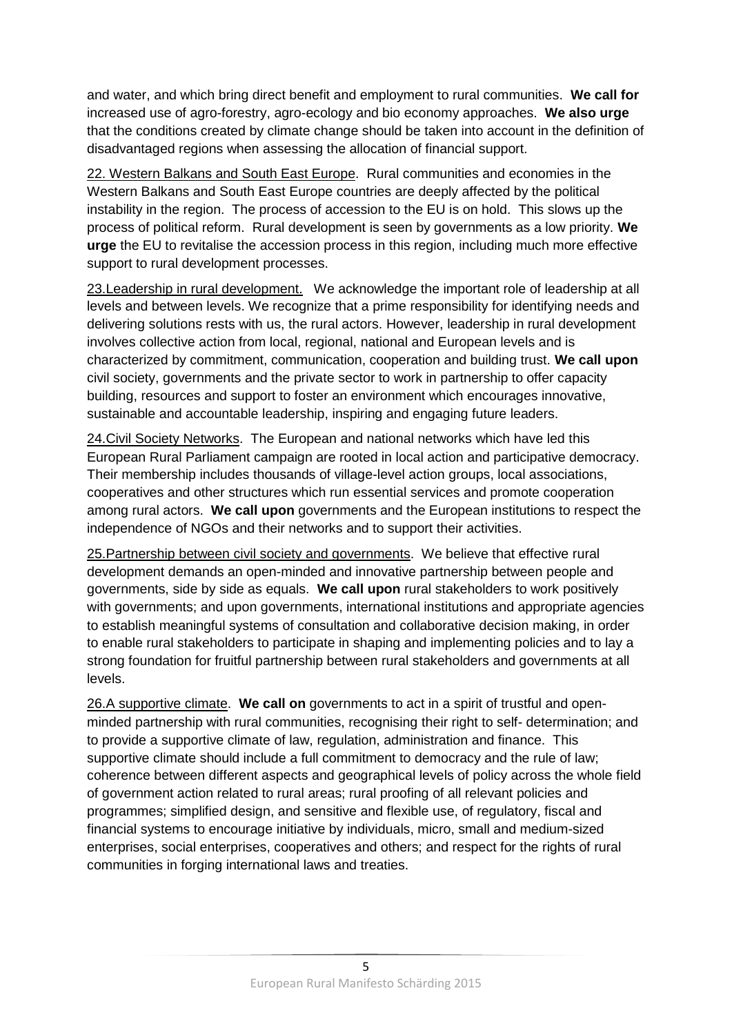and water, and which bring direct benefit and employment to rural communities. **We call for** increased use of agro-forestry, agro-ecology and bio economy approaches. **We also urge** that the conditions created by climate change should be taken into account in the definition of disadvantaged regions when assessing the allocation of financial support.

<u>22. Western Balkans and South East Europe</u>. Rural communities and economies in the Western Balkans and South East Europe countries are deeply affected by the political instability in the region. The process of accession to the EU is on hold. This slows up the process of political reform. Rural development is seen by governments as a low priority. **We urge** the EU to revitalise the accession process in this region, including much more effective support to rural development processes.

<u>23.Leadership in rural development.</u> We acknowledge the important role of leadership at all levels and between levels. We recognize that a prime responsibility for identifying needs and delivering solutions rests with us, the rural actors. However, leadership in rural development involves collective action from local, regional, national and European levels and is characterized by commitment, communication, cooperation and building trust. **We call upon** civil society, governments and the private sector to work in partnership to offer capacity building, resources and support to foster an environment which encourages innovative, sustainable and accountable leadership, inspiring and engaging future leaders.

<u>24.Civil Society Networks</u>. The European and national networks which have led this European Rural Parliament campaign are rooted in local action and participative democracy. Their membership includes thousands of village-level action groups, local associations, cooperatives and other structures which run essential services and promote cooperation among rural actors. **We call upon** governments and the European institutions to respect the independence of NGOs and their networks and to support their activities.

<u>25.Partnership between civil society and governments</u>. We believe that effective rural development demands an open-minded and innovative partnership between people and governments, side by side as equals. **We call upon** rural stakeholders to work positively with governments; and upon governments, international institutions and appropriate agencies to establish meaningful systems of consultation and collaborative decision making, in order to enable rural stakeholders to participate in shaping and implementing policies and to lay a strong foundation for fruitful partnership between rural stakeholders and governments at all levels.

<u>26.A supportive climate</u>. **We call on** governments to act in a spirit of trustful and open-minded partnership with rural communities, recognising their right to self- determination; and to provide a supportive climate of law, regulation, administration and finance. This supportive climate should include a full commitment to democracy and the rule of law; coherence between different aspects and geographical levels of policy across the whole field of government action related to rural areas; rural proofing of all relevant policies and programmes; simplified design, and sensitive and flexible use, of regulatory, fiscal and financial systems to encourage initiative by individuals, micro, small and medium-sized enterprises, social enterprises, cooperatives and others; and respect for the rights of rural communities in forging international laws and treaties.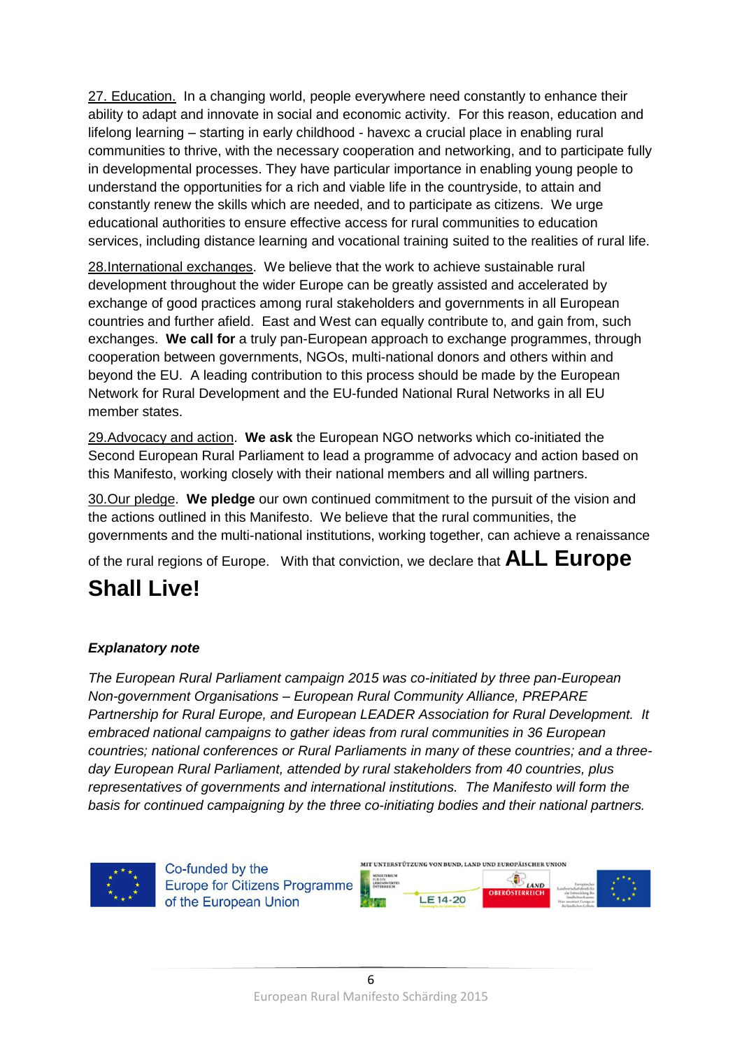27. Education. In a changing world, people everywhere need constantly to enhance their ability to adapt and innovate in social and economic activity. For this reason, education and lifelong learning – starting in early childhood - havexc a crucial place in enabling rural communities to thrive, with the necessary cooperation and networking, and to participate fully in developmental processes. They have particular importance in enabling young people to understand the opportunities for a rich and viable life in the countryside, to attain and constantly renew the skills which are needed, and to participate as citizens. We urge educational authorities to ensure effective access for rural communities to education services, including distance learning and vocational training suited to the realities of rural life.

28.International exchanges. We believe that the work to achieve sustainable rural development throughout the wider Europe can be greatly assisted and accelerated by exchange of good practices among rural stakeholders and governments in all European countries and further afield. East and West can equally contribute to, and gain from, such exchanges. **We call for** a truly pan-European approach to exchange programmes, through cooperation between governments, NGOs, multi-national donors and others within and beyond the EU. A leading contribution to this process should be made by the European Network for Rural Development and the EU-funded National Rural Networks in all EU member states.

29.Advocacy and action. **We ask** the European NGO networks which co-initiated the Second European Rural Parliament to lead a programme of advocacy and action based on this Manifesto, working closely with their national members and all willing partners.

30.Our pledge. **We pledge** our own continued commitment to the pursuit of the vision and the actions outlined in this Manifesto. We believe that the rural communities, the governments and the multi-national institutions, working together, can achieve a renaissance of the rural regions of Europe. With that conviction, we declare that **ALL Europe Shall Live!**

***Explanatory note***

*The European Rural Parliament campaign 2015 was co-initiated by three pan-European Non-government Organisations – European Rural Community Alliance, PREPARE Partnership for Rural Europe, and European LEADER Association for Rural Development. It embraced national campaigns to gather ideas from rural communities in 36 European countries; national conferences or Rural Parliaments in many of these countries; and a three-day European Rural Parliament, attended by rural stakeholders from 40 countries, plus representatives of governments and international institutions. The Manifesto will form the basis for continued campaigning by the three co-initiating bodies and their national partners.*

Co-funded by the Europe for Citizens Programme of the European Union

MIT UNTERSTÜTZUNG VON BUND, LAND UND EUROPÄISCHER UNION

LE 14-20

LAND OBERÖSTERREICH